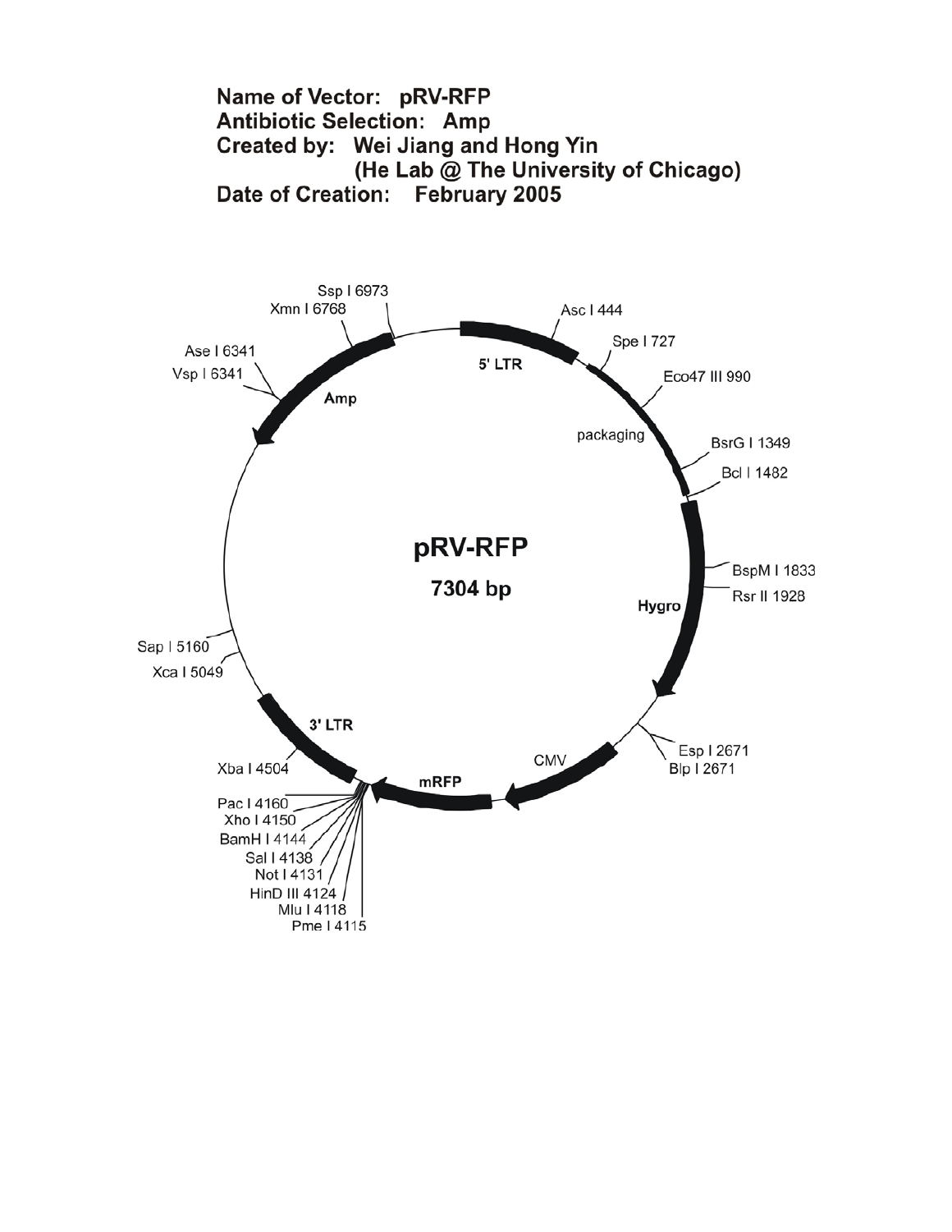**Name of Vector:** pRV-RFP
**Antibiotic Selection:** Amp
**Created by:** Wei Jiang and Hong Yin
(He Lab @ The University of Chicago)
**Date of Creation:** February 2005

pRV-RFP
7304 bp

5' LTR
Asc I 444
Spe I 727
Eco47 III 990
packaging
BsrG I 1349
Bcl I 1482
BspM I 1833
Rsr II 1928
Hygro
Esp I 2671
Blp I 2671
CMV
mRFP
Pme I 4115
Mlu I 4118
HinD III 4124
Not I 4131
Sal I 4138
BamH I 4144
Xho I 4150
Pac I 4160
Xba I 4504
3' LTR
Xca I 5049
Sap I 5160
Vsp I 6341
Ase I 6341
Amp
Xmn I 6768
Ssp I 6973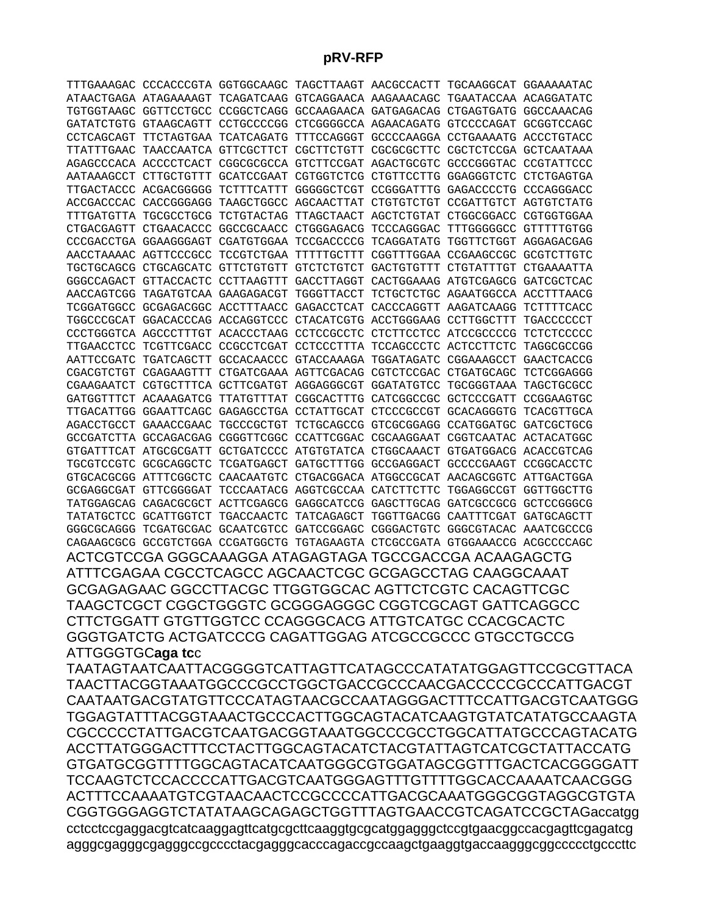**pRV-RFP**

TTTGAAAGAC CCCACCCGTA GGTGGCAAGC TAGCTTAAGT AACGCCACTT TGCAAGGCAT GGAAAAATAC
ATAACTGAGA ATAGAAAAGT TCAGATCAAG GTCAGGAACA AAGAAACAGC TGAATACCAA ACAGGATATC
TGTGGTAAGC GGTTCCTGCC CCGGCTCAGG GCCAAGAACA GATGAGACAG CTGAGTGATG GGCCAAACAG
GATATCTGTG GTAAGCAGTT CCTGCCCCGG CTCGGGGCCA AGAACAGATG GTCCCCAGAT GCGGTCCAGC
CCTCAGCAGT TTCTAGTGAA TCATCAGATG TTTCCAGGGT GCCCCAAGGA CCTGAAAATG ACCCTGTACC
TTATTTGAAC TAACCAATCA GTTCGCTTCT CGCTTCTGTT CGCGCGCTTC CGCTCTCCGA GCTCAATAAA
AGAGCCCACA ACCCCTCACT CGGCGCGCCA GTCTTCCGAT AGACTGCGTC GCCCGGGTAC CCGTATTCCC
AATAAAGCCT CTTGCTGTTT GCATCCGAAT CGTGGTCTCG CTGTTCCTTG GGAGGGTCTC CTCTGAGTGA
TTGACTACCC ACGACGGGGG TCTTTCATTT GGGGGCTCGT CCGGGATTTG GAGACCCCTG CCCAGGGACC
ACCGACCCAC CACCGGGAGG TAAGCTGGCC AGCAACTTAT CTGTGTCTGT CCGATTGTCT AGTGTCTATG
TTTGATGTTA TGCGCCTGCG TCTGTACTAG TTAGCTAACT AGCTCTGTAT CTGGCGGACC CGTGGTGGAA
CTGACGAGTT CTGAACACCC GGCCGCAACC CTGGGAGACG TCCCAGGGAC TTTGGGGGCC GTTTTTGTGG
CCCGACCTGA GGAAGGGAGT CGATGTGGAA TCCGACCCCG TCAGGATATG TGGTTCTGGT AGGAGACGAG
AACCTAAAAC AGTTCCCGCC TCCGTCTGAA TTTTTGCTTT CGGTTTGGAA CCGAAGCCGC GCGTCTTGTC
TGCTGCAGCG CTGCAGCATC GTTCTGTGTT GTCTCTGTCT GACTGTGTTT CTGTATTTGT CTGAAAATTA
GGGCCAGACT GTTACCACTC CCTTAAGTTT GACCTTAGGT CACTGGAAAG ATGTCGAGCG GATCGCTCAC
AACCAGTCGG TAGATGTCAA GAAGAGACGT TGGGTTACCT TCTGCTCTGC AGAATGGCCA ACCTTTAACG
TCGGATGGCC GCGAGACGGC ACCTTTAACC GAGACCTCAT CACCCAGGTT AAGATCAAGG TCTTTTCACC
TGGCCCGCAT GGACACCCAG ACCAGGTCCC CTACATCGTG ACCTGGGAAG CCTTGGCTTT TGACCCCCCT
CCCTGGGTCA AGCCCTTTGT ACACCCTAAG CCTCCGCCTC CTCTTCCTCC ATCCGCCCCG TCTCTCCCCC
TTGAACCTCC TCGTTCGACC CCGCCTCGAT CCTCCCTTTA TCCAGCCCTC ACTCCTTCTC TAGGCGCCGG
AATTCCGATC TGATCAGCTT GCCACAACCC GTACCAAAGA TGGATAGATC CGGAAAGCCT GAACTCACCG
CGACGTCTGT CGAGAAGTTT CTGATCGAAA AGTTCGACAG CGTCTCCGAC CTGATGCAGC TCTCGGAGGG
CGAAGAATCT CGTGCTTTCA GCTTCGATGT AGGAGGGCGT GGATATGTCC TGCGGGTAAA TAGCTGCGCC
GATGGTTTCT ACAAAGATCG TTATGTTTAT CGGCACTTTG CATCGGCCGC GCTCCCGATT CCGGAAGTGC
TTGACATTGG GGAATTCAGC GAGAGCCTGA CCTATTGCAT CTCCCGCCGT GCACAGGGTG TCACGTTGCA
AGACCTGCCT GAAACCGAAC TGCCCGCTGT TCTGCAGCCG GTCGCGGAGG CCATGGATGC GATCGCTGCG
GCCGATCTTA GCCAGACGAG CGGGTTCGGC CCATTCGGAC CGCAAGGAAT CGGTCAATAC ACTACATGGC
GTGATTTCAT ATGCGCGATT GCTGATCCCC ATGTGTATCA CTGGCAAACT GTGATGGACG ACACCGTCAG
TGCGTCCGTC GCGCAGGCTC TCGATGAGCT GATGCTTTGG GCCGAGGACT GCCCCGAAGT CCGGCACCTC
GTGCACGCGG ATTTCGGCTC CAACAATGTC CTGACGGACA ATGGCCGCAT AACAGCGGTC ATTGACTGGA
GCGAGGCGAT GTTCGGGGAT TCCCAATACG AGGTCGCCAA CATCTTCTTC TGGAGGCCGT GGTTGGCTTG
TATGGAGCAG CAGACGCGCT ACTTCGAGCG GAGGCATCCG GAGCTTGCAG GATCGCCGCG GCTCCGGGCG
TATATGCTCC GCATTGGTCT TGACCAACTC TATCAGAGCT TGGTTGACGG CAATTTCGAT GATGCAGCTT
GGGCGCAGGG TCGATGCGAC GCAATCGTCC GATCCGGAGC CGGGACTGTC GGGCGTACAC AAATCGCCCG
CAGAAGCGCG GCCGTCTGGA CCGATGGCTG TGTAGAAGTA CTCGCCGATA GTGGAAACCG ACGCCCCAGC
ACTCGTCCGA GGGCAAAGGA ATAGAGTAGA TGCCGACCGA ACAAGAGCTG
ATTTCGAGAA CGCCTCAGCC AGCAACTCGC GCGAGCCTAG CAAGGCAAAT
GCGAGAGAAC GGCCTTACGC TTGGTGGCAC AGTTCTCGTC CACAGTTCGC
TAAGCTCGCT CGGCTGGGTC GCGGGAGGGC CGGTCGCAGT GATTCAGGCC
CTTCTGGATT GTGTTGGTCC CCAGGGCACG ATTGTCATGC CCACGCACTC
GGGTGATCTG ACTGATCCCG CAGATTGGAG ATCGCCGCCC GTGCCTGCCG
ATTGGGTGC**aga tc**c
TAATAGTAATCAATTACGGGGTCATTAGTTCATAGCCCATATATGGAGTTCCGCGTTACA
TAACTTACGGTAAATGGCCCGCCTGGCTGACCGCCCAACGACCCCCGCCCATTGACGT
CAATAATGACGTATGTTCCCATAGTAACGCCAATAGGGACTTTCCATTGACGTCAATGGG
TGGAGTATTTACGGTAAACTGCCCACTTGGCAGTACATCAAGTGTATCATATGCCAAGTA
CGCCCCCTATTGACGTCAATGACGGTAAATGGCCCGCCTGGCATTATGCCCAGTACATG
ACCTTATGGGACTTTCCTACTTGGCAGTACATCTACGTATTAGTCATCGCTATTACCATG
GTGATGCGGTTTTGGCAGTACATCAATGGGCGTGGATAGCGGTTTGACTCACGGGGATT
TCCAAGTCTCCACCCCATTGACGTCAATGGGAGTTTGTTTTGGCACCAAAATCAACGGG
ACTTTCCAAAATGTCGTAACAACTCCGCCCCATTGACGCAAATGGGCGGTAGGCGTGTA
CGGTGGGAGGTCTATATAAGCAGAGCTGGTTTAGTGAACCGTCAGATCCGCTAGaccatgg
cctcctccgaggacgtcatcaaggagttcatgcgcttcaaggtgcgcatggagggctccgtgaacggccacgagttcgagatcg
agggcgagggcgagggccgcccctacgagggcacccagaccgccaagctgaaggtgaccaagggcggccccctgcccttc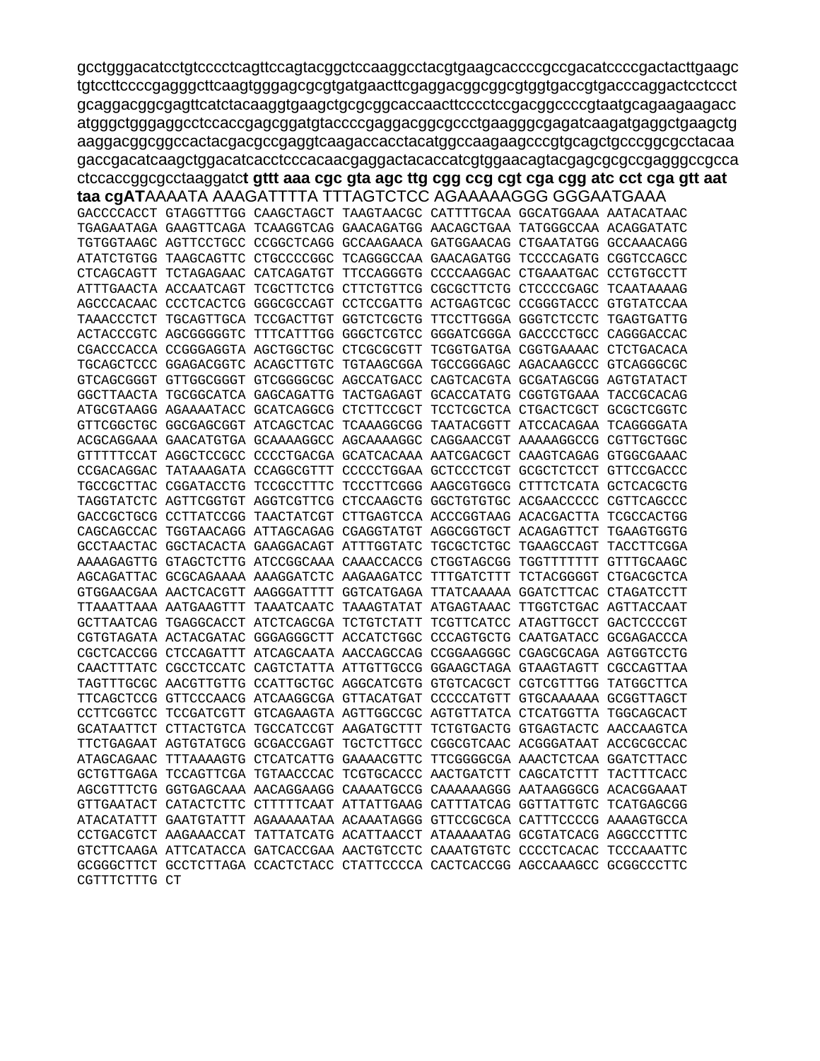gcctgggacatcctgtcccctcagttccagtacggctccaaggcctacgtgaagcaccccgccgacatccccgactacttgaagc tgtccttccccgagggcttcaagtgggagcgcgtgatgaacttcgaggacggcggcgtggtgaccgtgacccaggactcctccct gcaggacggcgagttcatctacaaggtgaagctgcgcggcaccaacttcccctccgacggccccgtaatgcagaagaagacc atgggctgggaggcctccaccgagcggatgtaccccgaggacggcgccctgaagggcgagatcaagatgaggctgaagctg aaggacggcggccactacgacgccgaggtcaagaccacctacatggccaagaagcccgtgcagctgcccggcgcctacaa gaccgacatcaagctggacatcacctcccacaacgaggactacaccatcgtggaacagtacgagcgcgccgagggccgcca ctccaccggcgcctaaggatc**t gttt aaa cgc gta agc ttg cgg ccg cgt cga cgg atc cct cga gtt aat taa cgAT**AAAATA AAAGATTTTA TTTAGTCTCC AGAAAAAGGG GGGAATGAAA

```
GACCCCACCT GTAGGTTTGG CAAGCTAGCT TAAGTAACGC CATTTTGCAA GGCATGGAAA AATACATAAC
TGAGAATAGA GAAGTTCAGA TCAAGGTCAG GAACAGATGG AACAGCTGAA TATGGGCCAA ACAGGATATC
TGTGGTAAGC AGTTCCTGCC CCGGCTCAGG GCCAAGAACA GATGGAACAG CTGAATATGG GCCAAACAGG
ATATCTGTGG TAAGCAGTTC CTGCCCCGGC TCAGGGCCAA GAACAGATGG TCCCCAGATG CGGTCCAGCC
CTCAGCAGTT TCTAGAGAAC CATCAGATGT TTCCAGGGTG CCCCAAGGAC CTGAAATGAC CCTGTGCCTT
ATTTGAACTA ACCAATCAGT TCGCTTCTCG CTTCTGTTCG CGCGCTTCTG CTCCCCGAGC TCAATAAAAG
AGCCCACAAC CCCTCACTCG GGGCGCCAGT CCTCCGATTG ACTGAGTCGC CCGGGTACCC GTGTATCCAA
TAAACCCTCT TGCAGTTGCA TCCGACTTGT GGTCTCGCTG TTCCTTGGGA GGGTCTCCTC TGAGTGATTG
ACTACCCGTC AGCGGGGGTC TTTCATTTGG GGGCTCGTCC GGGATCGGGA GACCCCTGCC CAGGGACCAC
CGACCCACCA CCGGGAGGTA AGCTGGCTGC CTCGCGCGTT TCGGTGATGA CGGTGAAAAC CTCTGACACA
TGCAGCTCCC GGAGACGGTC ACAGCTTGTC TGTAAGCGGA TGCCGGGAGC AGACAAGCCC GTCAGGGCGC
GTCAGCGGGT GTTGGCGGGT GTCGGGGCGC AGCCATGACC CAGTCACGTA GCGATAGCGG AGTGTATACT
GGCTTAACTA TGCGGCATCA GAGCAGATTG TACTGAGAGT GCACCATATG CGGTGTGAAA TACCGCACAG
ATGCGTAAGG AGAAAATACC GCATCAGGCG CTCTTCCGCT TCCTCGCTCA CTGACTCGCT GCGCTCGGTC
GTTCGGCTGC GGCGAGCGGT ATCAGCTCAC TCAAAGGCGG TAATACGGTT ATCCACAGAA TCAGGGGATA
ACGCAGGAAA GAACATGTGA GCAAAAGGCC AGCAAAAGGC CAGGAACCGT AAAAAGGCCG CGTTGCTGGC
GTTTTTCCAT AGGCTCCGCC CCCCTGACGA GCATCACAAA AATCGACGCT CAAGTCAGAG GTGGCGAAAC
CCGACAGGAC TATAAAGATA CCAGGCGTTT CCCCCTGGAA GCTCCCTCGT GCGCTCTCCT GTTCCGACCC
TGCCGCTTAC CGGATACCTG TCCGCCTTTC TCCCTTCGGG AAGCGTGGCG CTTTCTCATA GCTCACGCTG
TAGGTATCTC AGTTCGGTGT AGGTCGTTCG CTCCAAGCTG GGCTGTGTGC ACGAACCCCC CGTTCAGCCC
GACCGCTGCG CCTTATCCGG TAACTATCGT CTTGAGTCCA ACCCGGTAAG ACACGACTTA TCGCCACTGG
CAGCAGCCAC TGGTAACAGG ATTAGCAGAG CGAGGTATGT AGGCGGTGCT ACAGAGTTCT TGAAGTGGTG
GCCTAACTAC GGCTACACTA GAAGGACAGT ATTTGGTATC TGCGCTCTGC TGAAGCCAGT TACCTTCGGA
AAAAGAGTTG GTAGCTCTTG ATCCGGCAAA CAAACCACCG CTGGTAGCGG TGGTTTTTTT GTTTGCAAGC
AGCAGATTAC GCGCAGAAAA AAAGGATCTC AAGAAGATCC TTTGATCTTT TCTACGGGGT CTGACGCTCA
GTGGAACGAA AACTCACGTT AAGGGATTTT GGTCATGAGA TTATCAAAAA GGATCTTCAC CTAGATCCTT
TTAAATTAAA AATGAAGTTT TAAATCAATC TAAAGTATAT ATGAGTAAAC TTGGTCTGAC AGTTACCAAT
GCTTAATCAG TGAGGCACCT ATCTCAGCGA TCTGTCTATT TCGTTCATCC ATAGTTGCCT GACTCCCCGT
CGTGTAGATA ACTACGATAC GGGAGGGCTT ACCATCTGGC CCCAGTGCTG CAATGATACC GCGAGACCCA
CGCTCACCGG CTCCAGATTT ATCAGCAATA AACCAGCCAG CCGGAAGGGC CGAGCGCAGA AGTGGTCCTG
CAACTTTATC CGCCTCCATC CAGTCTATTA ATTGTTGCCG GGAAGCTAGA GTAAGTAGTT CGCCAGTTAA
TAGTTTGCGC AACGTTGTTG CCATTGCTGC AGGCATCGTG GTGTCACGCT CGTCGTTTGG TATGGCTTCA
TTCAGCTCCG GTTCCCAACG ATCAAGGCGA GTTACATGAT CCCCCATGTT GTGCAAAAAA GCGGTTAGCT
CCTTCGGTCC TCCGATCGTT GTCAGAAGTA AGTTGGCCGC AGTGTTATCA CTCATGGTTA TGGCAGCACT
GCATAATTCT CTTACTGTCA TGCCATCCGT AAGATGCTTT TCTGTGACTG GTGAGTACTC AACCAAGTCA
TTCTGAGAAT AGTGTATGCG GCGACCGAGT TGCTCTTGCC CGGCGTCAAC ACGGGATAAT ACCGCGCCAC
ATAGCAGAAC TTTAAAAGTG CTCATCATTG GAAAACGTTC TTCGGGGCGA AAACTCTCAA GGATCTTACC
GCTGTTGAGA TCCAGTTCGA TGTAACCCAC TCGTGCACCC AACTGATCTT CAGCATCTTT TACTTTCACC
AGCGTTTCTG GGTGAGCAAA AACAGGAAGG CAAAATGCCG CAAAAAAGGG AATAAGGGCG ACACGGAAAT
GTTGAATACT CATACTCTTC CTTTTTCAAT ATTATTGAAG CATTTATCAG GGTTATTGTC TCATGAGCGG
ATACATATTT GAATGTATTT AGAAAAATAA ACAAATAGGG GTTCCGCGCA CATTTCCCCG AAAAGTGCCA
CCTGACGTCT AAGAAACCAT TATTATCATG ACATTAACCT ATAAAAATAG GCGTATCACG AGGCCCTTTC
GTCTTCAAGA ATTCATACCA GATCACCGAA AACTGTCCTC CAAATGTGTC CCCCTCACAC TCCCAAATTC
GCGGGCTTCT GCCTCTTAGA CCACTCTACC CTATTCCCCA CACTCACCGG AGCCAAAGCC GCGGCCCTTC
CGTTTCTTTG CT
```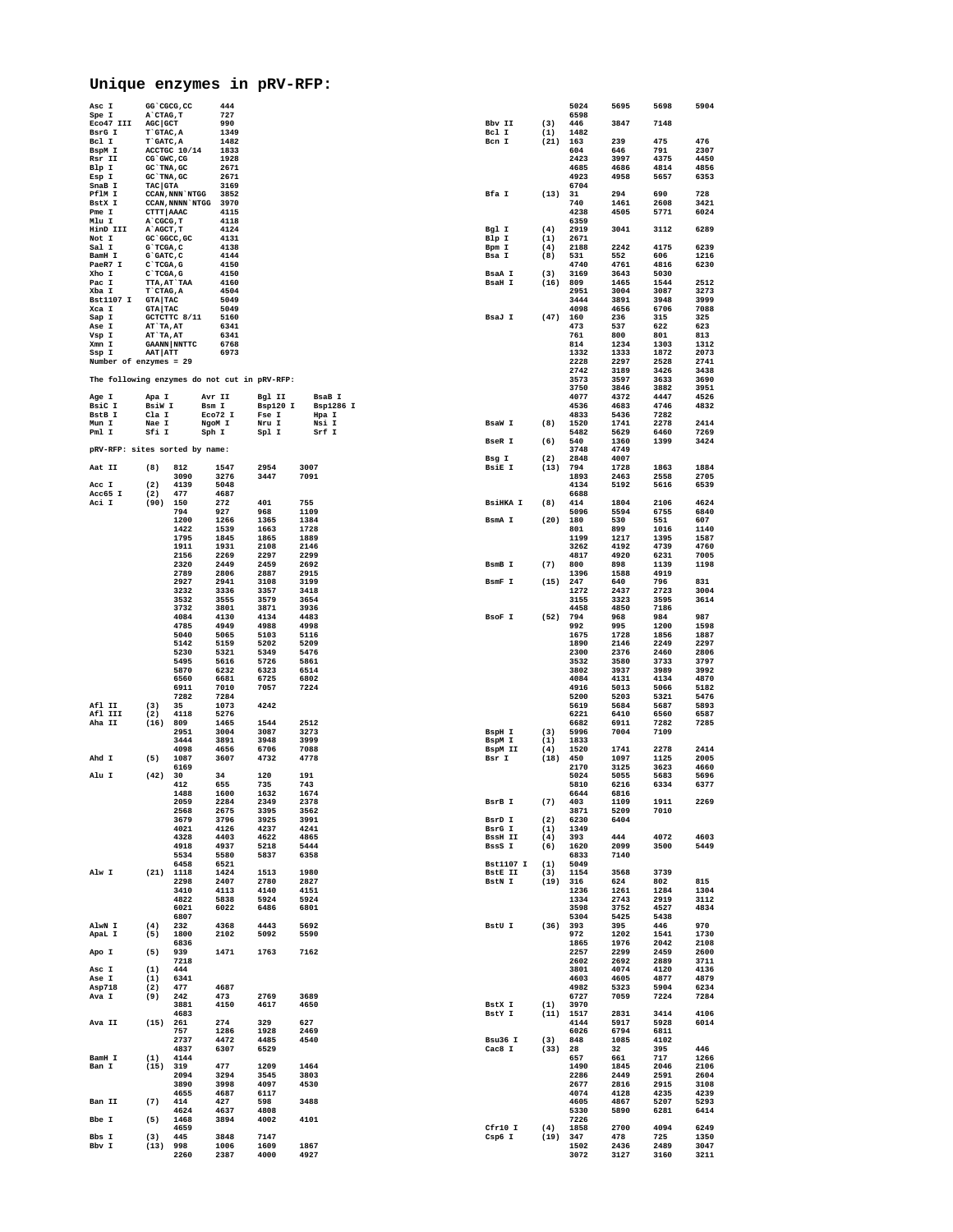# Unique enzymes in pRV-RFP:

```
Asc I       GG`CGCG,CC      444
Spe I       A`CTAG,T        727
Eco47 III   AGC|GCT         990
BsrG I      T`GTAC,A        1349
Bcl I       T`GATC,A        1482
BspM I      ACCTGC 10/14    1833
Rsr II      CG`GWC,CG       1928
Blp I       GC`TNA,GC       2671
Esp I       GC`TNA,GC       2671
SnaB I      TAC|GTA         3169
PflM I      CCAN,NNN`NTGG   3852
BstX I      CCAN,NNNN`NTGG  3970
Pme I       CTTT|AAAC       4115
Mlu I       A`CGCG,T        4118
HinD III    A`AGCT,T        4124
Not I       GC`GGCC,GC      4131
Sal I       G`TCGA,C        4138
BamH I      G`GATC,C        4144
PaeR7 I     C`TCGA,G        4150
Xho I       C`TCGA,G        4150
Pac I       TTA,AT`TAA      4160
Xba I       T`CTAG,A        4504
Bst1107 I   GTA|TAC         5049
Xca I       GTA|TAC         5049
Sap I       GCTCTTC 8/11    5160
Ase I       AT`TA,AT        6341
Vsp I       AT`TA,AT        6341
Xmn I       GAANN|NNTTC     6768
Ssp I       AAT|ATT         6973
Number of enzymes = 29

The following enzymes do not cut in pRV-RFP:

Age I       Apa I       Avr II      Bgl II      BsaB I
BsiC I      BsiW I      Bsm I       Bsp120 I    Bsp1286 I
BstB I      Cla I       Eco72 I     Fse I       Hpa I
Mun I       Nae I       NgoM I      Nru I       Nsi I
Pml I       Sfi I       Sph I       Spl I       Srf I

pRV-RFP: sites sorted by name:

Aat II      (8)  812   1547  2954  3007
                 3090  3276  3447  7091
Acc I       (2)  4139  5048
Acc65 I     (2)  477   4687
Aci I       (90) 150   272   401   755
                 794   927   968   1109
                 1200  1266  1365  1384
                 1422  1539  1663  1728
                 1795  1845  1865  1889
                 1911  1931  2108  2146
                 2156  2269  2297  2299
                 2320  2449  2459  2692
                 2789  2806  2887  2915
                 2927  2941  3108  3199
                 3232  3336  3357  3418
                 3532  3555  3579  3654
                 3732  3801  3871  3936
                 4084  4130  4134  4483
                 4785  4949  4988  4998
                 5040  5065  5103  5116
                 5142  5159  5202  5209
                 5230  5321  5349  5476
                 5495  5616  5726  5861
                 5870  6232  6323  6514
                 6560  6681  6725  6802
                 6911  7010  7057  7224
                 7282  7284
Afl II      (3)  35    1073  4242
Afl III     (2)  4118  5276
Aha II      (16) 809   1465  1544  2512
                 2951  3004  3087  3273
                 3444  3891  3948  3999
                 4098  4656  6706  7088
Ahd I       (5)  1087  3607  4732  4778
                 6169
Alu I       (42) 30    34    120   191
                 412   655   735   743
                 1488  1600  1632  1674
                 2059  2284  2349  2378
                 2568  2675  3395  3562
                 3679  3796  3925  3991
                 4021  4126  4237  4241
                 4328  4403  4622  4865
                 4918  4937  5218  5444
                 5534  5580  5837  6358
                 6458  6521
Alw I       (21) 1118  1424  1513  1980
                 2298  2407  2780  2827
                 3410  4113  4140  4151
                 4822  5838  5924  5924
                 6021  6022  6486  6801
                 6807
AlwN I      (4)  232   4368  4443  5692
ApaL I      (5)  1800  2102  5092  5590
                 6836
Apo I       (5)  939   1471  1763  7162
                 7218
Asc I       (1)  444
Ase I       (1)  6341
Asp718      (2)  477   4687
Ava I       (9)  242   473   2769  3689
                 3881  4150  4617  4650
                 4683
Ava II      (15) 261   274   329   627
                 757   1286  1928  2469
                 2737  4472  4485  4540
                 4837  6307  6529
BamH I      (1)  4144
Ban I       (15) 319   477   1209  1464
                 2094  3294  3545  3803
                 3890  3998  4097  4530
                 4655  4687  6117
Ban II      (7)  414   427   598   3488
                 4624  4637  4808
Bbe I       (5)  1468  3894  4002  4101
                 4659
Bbs I       (3)  445   3848  7147
Bbv I       (13) 998   1006  1609  1867
                 2260  2387  4000  4927
                 5024  5695  5698  5904
                 6598
Bbv II      (3)  446   3847  7148
Bcl I       (1)  1482
Bcn I       (21) 163   239   475   476
                 604   646   791   2307
                 2423  3997  4375  4450
                 4685  4686  4814  4856
                 4923  4958  5657  6353
                 6704
Bfa I       (13) 31    294   690   728
                 740   1461  2608  3421
                 4238  4505  5771  6024
                 6359
Bgl I       (4)  2919  3041  3112  6289
Blp I       (1)  2671
Bpm I       (4)  2188  2242  4175  6239
Bsa I       (8)  531   552   606   1216
                 4740  4761  4816  6230
BsaA I      (3)  3169  3643  5030
BsaH I      (16) 809   1465  1544  2512
                 2951  3004  3087  3273
                 3444  3891  3948  3999
                 4098  4656  6706  7088
BsaJ I      (47) 160   236   315   325
                 473   537   622   623
                 761   800   801   813
                 814   1234  1303  1312
                 1332  1333  1872  2073
                 2228  2297  2528  2741
                 2742  3189  3426  3438
                 3573  3597  3633  3690
                 3750  3846  3882  3951
                 4077  4372  4447  4526
                 4536  4683  4746  4832
                 4833  5436  7282
BsaW I      (8)  1520  1741  2278  2414
                 5482  5629  6460  7269
BseR I      (6)  540   1360  1399  3424
                 3748  4749
Bsg I       (2)  2848  4007
BsiE I      (13) 794   1728  1863  1884
                 1893  2463  2558  2705
                 4134  5192  5616  6539
                 6688
BsiHKA I    (8)  414   1804  2106  4624
                 5096  5594  6755  6840
BsmA I      (20) 180   530   551   607
                 801   899   1016  1140
                 1199  1217  1395  1587
                 3262  4192  4739  4760
                 4817  4920  6231  7005
BsmB I      (7)  800   898   1139  1198
                 1396  1588  4919
BsmF I      (15) 247   640   796   831
                 1272  2437  2723  3004
                 3155  3323  3595  3614
                 4458  4850  7186
BsoF I      (52) 794   968   984   987
                 992   995   1200  1598
                 1675  1728  1856  1887
                 1890  2146  2249  2297
                 2300  2376  2460  2806
                 3532  3580  3733  3797
                 3802  3937  3989  3992
                 4084  4131  4134  4870
                 4916  5013  5066  5182
                 5200  5203  5321  5476
                 5619  5684  5687  5893
                 6221  6410  6560  6587
                 6682  6911  7282  7285
BspH I      (3)  5996  7004  7109
BspM I      (1)  1833
BspM II     (4)  1520  1741  2278  2414
Bsr I       (18) 450   1097  1125  2005
                 2170  3125  3623  4660
                 5024  5055  5683  5696
                 5810  6216  6334  6377
                 6644  6816
BsrB I      (7)  403   1109  1911  2269
                 3871  5209  7010
BsrD I      (2)  6230  6404
BsrG I      (1)  1349
BssH II     (4)  393   444   4072  4603
BssS I      (6)  1620  2099  3500  5449
                 6833  7140
Bst1107 I   (1)  5049
BstE II     (3)  1154  3568  3739
BstN I      (19) 316   624   802   815
                 1236  1261  1284  1304
                 1334  2743  2919  3112
                 3598  3752  4527  4834
                 5304  5425  5438
BstU I      (36) 393   395   446   970
                 972   1202  1541  1730
                 1865  1976  2042  2108
                 2257  2299  2459  2600
                 2602  2692  2889  3711
                 3801  4074  4120  4136
                 4603  4605  4877  4879
                 4982  5323  5904  6234
                 6727  7059  7224  7284
BstX I      (1)  3970
BstY I      (11) 1517  2831  3414  4106
                 4144  5917  5928  6014
                 6026  6794  6811
Bsu36 I     (3)  848   1085  4102
Cac8 I      (33) 28    32    395   446
                 657   661   717   1266
                 1490  1845  2046  2106
                 2286  2449  2591  2604
                 2677  2816  2915  3108
                 4074  4128  4235  4239
                 4605  4867  5207  5293
                 5330  5890  6281  6414
                 7226
Cfr10 I     (4)  1858  2700  4094  6249
Csp6 I      (19) 347   478   725   1350
                 1502  2436  2489  3047
                 3072  3127  3160  3211
```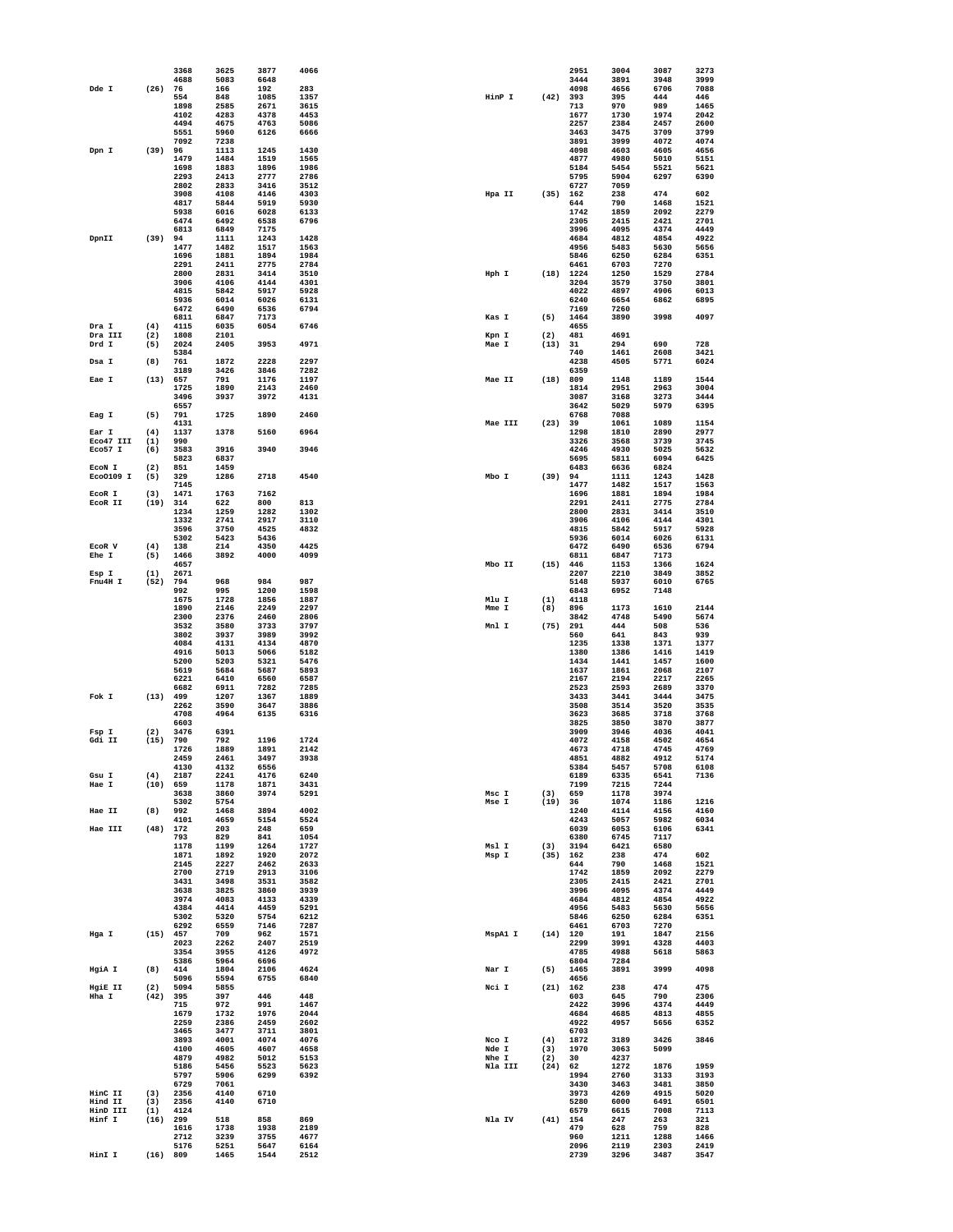```
                  3368    3625    3877    4066                                   2951    3004    3087    3273
                  4688    5083    6648                                           3444    3891    3948    3999
Dde I       (26)  76      166     192     283                                    4098    4656    6706    7088
                  554     848     1085    1357          HinP I      (42)  393     395     444     446
                  1898    2585    2671    3615                                   713     970     989     1465
                  4102    4283    4378    4453                                   1677    1730    1974    2042
                  4494    4675    4763    5086                                   2257    2384    2457    2600
                  5551    5960    6126    6666                                   3463    3475    3709    3799
                  7092    7238                                                   3891    3999    4072    4074
Dpn I       (39)  96      1113    1245    1430                                   4098    4603    4605    4656
                  1479    1484    1519    1565                                   4877    4980    5010    5151
                  1698    1883    1896    1986                                   5184    5454    5521    5621
                  2293    2413    2777    2786                                   5795    5904    6297    6390
                  2802    2833    3416    3512                                   6727    7059
                  3908    4108    4146    4303          Hpa II      (35)  162     238     474     602
                  4817    5844    5919    5930                                   644     790     1468    1521
                  5938    6016    6028    6133                                   1742    1859    2092    2279
                  6474    6492    6538    6796                                   2305    2415    2421    2701
                  6813    6849    7175                                           3996    4095    4374    4449
DpnII       (39)  94      1111    1243    1428                                   4684    4812    4854    4922
                  1477    1482    1517    1563                                   4956    5483    5630    5656
                  1696    1881    1894    1984                                   5846    6250    6284    6351
                  2291    2411    2775    2784                                   6461    6703    7270
                  2800    2831    3414    3510          Hph I       (18)  1224    1250    1529    2784
                  3906    4106    4144    4301                                   3204    3579    3750    3801
                  4815    5842    5917    5928                                   4022    4897    4906    6013
                  5936    6014    6026    6131                                   6240    6654    6862    6895
                  6472    6490    6536    6794                                   7169    7260
                  6811    6847    7173                  Kas I       (5)   1464    3890    3998    4097
Dra I       (4)   4115    6035    6054    6746                                   4655
Dra III     (2)   1808    2101                          Kpn I       (2)   481     4691
Drd I       (5)   2024    2405    3953    4971          Mae I       (13)  31      294     690     728
                  5384                                                           740     1461    2608    3421
Dsa I       (8)   761     1872    2228    2297                                   4238    4505    5771    6024
                  3189    3426    3846    7282                                   6359
Eae I       (13)  657     791     1176    1197          Mae II      (18)  809     1148    1189    1544
                  1725    1890    2143    2460                                   1814    2951    2963    3004
                  3496    3937    3972    4131                                   3087    3168    3273    3444
                  6557                                                           3642    5029    5979    6395
Eag I       (5)   791     1725    1890    2460                                   6768    7088
                  4131                                  Mae III     (23)  39      1061    1089    1154
Ear I       (4)   1137    1378    5160    6964                                   1298    1810    2890    2977
Eco47 III   (1)   990                                                            3326    3568    3739    3745
Eco57 I     (6)   3583    3916    3940    3946                                   4246    4930    5025    5632
                  5823    6837                                                   5695    5811    6094    6425
EcoN I      (2)   851     1459                                                   6483    6636    6824
EcoO109 I   (5)   329     1286    2718    4540          Mbo I       (39)  94      1111    1243    1428
                  7145                                                           1477    1482    1517    1563
EcoR I      (3)   1471    1763    7162                                           1696    1881    1894    1984
EcoR II     (19)  314     622     800     813                                    2291    2411    2775    2784
                  1234    1259    1282    1302                                   2800    2831    3414    3510
                  1332    2741    2917    3110                                   3906    4106    4144    4301
                  3596    3750    4525    4832                                   4815    5842    5917    5928
                  5302    5423    5436                                           5936    6014    6026    6131
EcoR V      (4)   138     214     4350    4425                                   6472    6490    6536    6794
Ehe I       (5)   1466    3892    4000    4099                                   6811    6847    7173
                  4657                                  Mbo II      (15)  446     1153    1366    1624
Esp I       (1)   2671                                                           2207    2210    3849    3852
Fnu4H I     (52)  794     968     984     987                                    5148    5937    6010    6765
                  992     995     1200    1598                                   6843    6952    7148
                  1675    1728    1856    1887          Mlu I       (1)   4118
                  1890    2146    2249    2297          Mme I       (8)   896     1173    1610    2144
                  2300    2376    2460    2806                                   3842    4748    5490    5674
                  3532    3580    3733    3797          Mnl I       (75)  291     444     508     536
                  3802    3937    3989    3992                                   560     641     843     939
                  4084    4131    4134    4870                                   1235    1338    1371    1377
                  4916    5013    5066    5182                                   1380    1386    1416    1419
                  5200    5203    5321    5476                                   1434    1441    1457    1600
                  5619    5684    5687    5893                                   1637    1861    2068    2107
                  6221    6410    6560    6587                                   2167    2194    2217    2265
                  6682    6911    7282    7285                                   2523    2593    2689    3370
Fok I       (13)  499     1207    1367    1889                                   3433    3441    3444    3475
                  2262    3590    3647    3886                                   3508    3514    3520    3535
                  4708    4964    6135    6316                                   3623    3685    3718    3768
                  6603                                                           3825    3850    3870    3877
Fsp I       (2)   3476    6391                                                   3909    3946    4036    4041
Gdi II      (15)  790     792     1196    1724                                   4072    4158    4502    4654
                  1726    1889    1891    2142                                   4673    4718    4745    4769
                  2459    2461    3497    3938                                   4851    4882    4912    5174
                  4130    4132    6556                                           5384    5457    5708    6108
Gsu I       (4)   2187    2241    4176    6240                                   6189    6335    6541    7136
Hae I       (10)  659     1178    1871    3431                                   7199    7215    7244
                  3638    3860    3974    5291          Msc I       (3)   659     1178    3974
                  5302    5754                          Mse I       (19)  36      1074    1186    1216
Hae II      (8)   992     1468    3894    4002                                   1240    4114    4156    4160
                  4101    4659    5154    5524                                   4243    5057    5982    6034
Hae III     (48)  172     203     248     659                                    6039    6053    6106    6341
                  793     829     841     1054                                   6380    6745    7117
                  1178    1199    1264    1727          Msl I       (3)   3194    6421    6580
                  1871    1892    1920    2072          Msp I       (35)  162     238     474     602
                  2145    2227    2462    2633                                   644     790     1468    1521
                  2700    2719    2913    3106                                   1742    1859    2092    2279
                  3431    3498    3531    3582                                   2305    2415    2421    2701
                  3638    3825    3860    3939                                   3996    4095    4374    4449
                  3974    4083    4133    4339                                   4684    4812    4854    4922
                  4384    4414    4459    5291                                   4956    5483    5630    5656
                  5302    5320    5754    6212                                   5846    6250    6284    6351
                  6292    6559    7146    7287                                   6461    6703    7270
Hga I       (15)  457     709     962     1571          MspA1 I     (14)  120     191     1847    2156
                  2023    2262    2407    2519                                   2299    3991    4328    4403
                  3354    3955    4126    4972                                   4785    4988    5618    5863
                  5386    5964    6696                                           6804    7284
HgiA I      (8)   414     1804    2106    4624          Nar I       (5)   1465    3891    3999    4098
                  5096    5594    6755    6840                                   4656
HgiE II     (2)   5094    5855                          Nci I       (21)  162     238     474     475
Hha I       (42)  395     397     446     448                                    603     645     790     2306
                  715     972     991     1467                                   2422    3996    4374    4449
                  1679    1732    1976    2044                                   4684    4685    4813    4855
                  2259    2386    2459    2602                                   4922    4957    5656    6352
                  3465    3477    3711    3801                                   6703
                  3893    4001    4074    4076          Nco I       (4)   1872    3189    3426    3846
                  4100    4605    4607    4658          Nde I       (3)   1970    3063    5099
                  4879    4982    5012    5153          Nhe I       (2)   30      4237
                  5186    5456    5523    5623          Nla III     (24)  62      1272    1876    1959
                  5797    5906    6299    6392                                   1994    2760    3133    3193
                  6729    7061                                                   3430    3463    3481    3850
HinC II     (3)   2356    4140    6710                                           3973    4269    4915    5020
Hind II     (3)   2356    4140    6710                                           5280    6000    6491    6501
HinD III    (1)   4124                                                           6579    6615    7008    7113
Hinf I      (16)  299     518     858     869           Nla IV      (41)  154     247     263     321
                  1616    1738    1938    2189                                   479     628     759     828
                  2712    3239    3755    4677                                   960     1211    1288    1466
                  5176    5251    5647    6164                                   2096    2119    2303    2419
HinI I      (16)  809     1465    1544    2512                                   2739    3296    3487    3547
```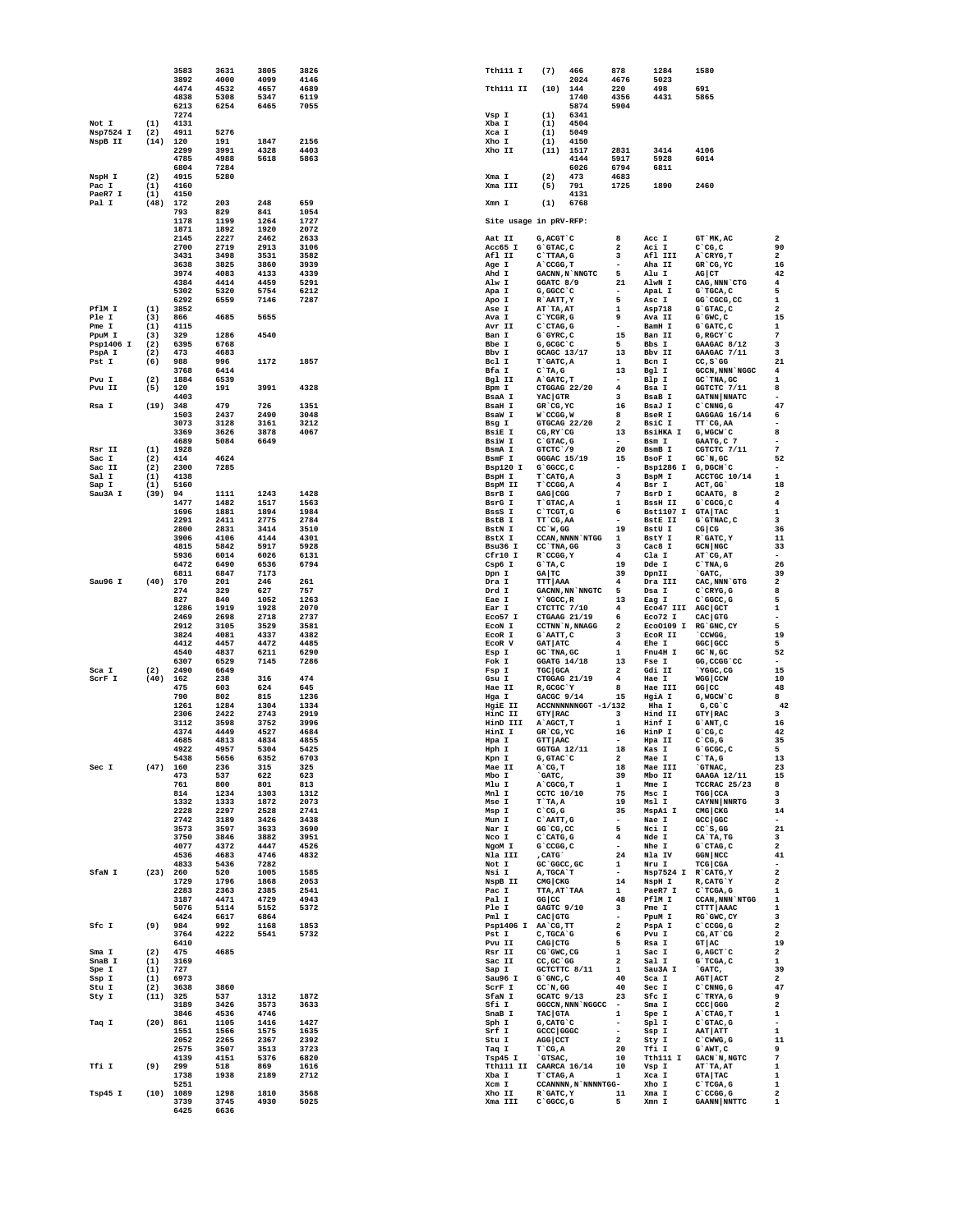```
                 3583    3631    3805    3826
                 3892    4000    4099    4146
                 4474    4532    4657    4689
                 4838    5308    5347    6119
                 6213    6254    6465    7055
                 7274
Not I      (1)   4131
Nsp7524 I  (2)   4911    5276
NspB II    (14)  120     191     1847    2156
                 2299    3991    4328    4403
                 4785    4988    5618    5863
                 6804    7284
NspH I     (2)   4915    5280
Pac I      (1)   4160
PaeR7 I    (1)   4150
Pal I      (48)  172     203     248     659
                 793     829     841     1054
                 1178    1199    1264    1727
                 1871    1892    1920    2072
                 2145    2227    2462    2633
                 2700    2719    2913    3106
                 3431    3498    3531    3582
                 3638    3825    3860    3939
                 3974    4083    4133    4339
                 4384    4414    4459    5291
                 5302    5320    5754    6212
                 6292    6559    7146    7287
PflM I     (1)   3852
Ple I      (3)   866     4685    5655
Pme I      (1)   4115
PpuM I     (3)   329     1286    4540
Psp1406 I  (2)   6395    6768
PspA I     (2)   473     4683
Pst I      (6)   988     996     1172    1857
                 3768    6414
Pvu I      (2)   1884    6539
Pvu II     (5)   120     191     3991    4328
                 4403
Rsa I      (19)  348     479     726     1351
                 1503    2437    2490    3048
                 3073    3128    3161    3212
                 3369    3626    3878    4067
                 4689    5084    6649
Rsr II     (1)   1928
Sac I      (2)   414     4624
Sac II     (2)   2300    7285
Sal I      (1)   4138
Sap I      (1)   5160
Sau3A I    (39)  94      1111    1243    1428
                 1477    1482    1517    1563
                 1696    1881    1894    1984
                 2291    2411    2775    2784
                 2800    2831    3414    3510
                 3906    4106    4144    4301
                 4815    5842    5917    5928
                 5936    6014    6026    6131
                 6472    6490    6536    6794
                 6811    6847    7173
Sau96 I    (40)  170     201     246     261
                 274     329     627     757
                 827     840     1052    1263
                 1286    1919    1928    2070
                 2469    2698    2718    2737
                 2912    3105    3529    3581
                 3824    4081    4337    4382
                 4412    4457    4472    4485
                 4540    4837    6211    6290
                 6307    6529    7145    7286
Sca I      (2)   2490    6649
ScrF I     (40)  162     238     316     474
                 475     603     624     645
                 790     802     815     1236
                 1261    1284    1304    1334
                 2306    2422    2743    2919
                 3112    3598    3752    3996
                 4374    4449    4527    4684
                 4685    4813    4834    4855
                 4922    4957    5304    5425
                 5438    5656    6352    6703
Sec I      (47)  160     236     315     325
                 473     537     622     623
                 761     800     801     813
                 814     1234    1303    1312
                 1332    1333    1872    2073
                 2228    2297    2528    2741
                 2742    3189    3426    3438
                 3573    3597    3633    3690
                 3750    3846    3882    3951
                 4077    4372    4447    4526
                 4536    4683    4746    4832
                 4833    5436    7282
SfaN I     (23)  260     520     1005    1585
                 1729    1796    1868    2053
                 2283    2363    2385    2541
                 3187    4471    4729    4943
                 5076    5114    5152    5372
                 6424    6617    6864
Sfc I      (9)   984     992     1168    1853
                 3764    4222    5541    5732
                 6410
Sma I      (2)   475     4685
SnaB I     (1)   3169
Spe I      (1)   727
Ssp I      (1)   6973
Stu I      (2)   3638    3860
Sty I      (11)  325     537     1312    1872
                 3189    3426    3573    3633
                 3846    4536    4746
Taq I      (20)  861     1105    1416    1427
                 1551    1566    1575    1635
                 2052    2265    2367    2392
                 2575    3507    3513    3723
                 4139    4151    5376    6820
Tfi I      (9)   299     518     869     1616
                 1738    1938    2189    2712
                 5251
Tsp45 I    (10)  1089    1298    1810    3568
                 3739    3745    4930    5025
                 6425    6636
Tth111 I   (7)   466     878     1284    1580
                 2024    4676    5023
Tth111 II  (10)  144     220     498     691
                 1740    4356    4431    5865
                 5874    5904
Vsp I      (1)   6341
Xba I      (1)   4504
Xca I      (1)   5049
Xho I      (1)   4150
Xho II     (11)  1517    2831    3414    4106
                 4144    5917    5928    6014
                 6026    6794    6811
Xma I      (2)   473     4683
Xma III    (5)   791     1725    1890    2460
                 4131
Xmn I      (1)   6768
```

Site usage in pRV-RFP:

```
Aat II     G,ACGT`C          8     Acc I      GT`MK,AC          2
Acc65 I    G`GTAC,C          2     Aci I      C`CG,C            90
Afl II     C`TTAA,G          3     Afl III    A`CRYG,T          2
Age I      A`CCGG,T          -     Aha II     GR`CG,YC          16
Ahd I      GACNN,N`NNGTC     5     Alu I      AG|CT             42
Alw I      GGATC 8/9         21    AlwN I     CAG,NNN`CTG       4
Apa I      G,GGCC`C          -     ApaL I     G`TGCA,C          5
Apo I      R`AATT,Y          5     Asc I      GG`CGCG,CC        1
Ase I      AT`TA,AT          1     Asp718     G`GTAC,C          2
Ava I      C`YCGR,G          9     Ava II     G`GWC,C           15
Avr II     C`CTAG,G          -     BamH I     G`GATC,C          1
Ban I      G`GYRC,C          15    Ban II     G,RGCY`C          7
Bbe I      G,GCGC`C          5     Bbs I      GAAGAC 8/12       3
Bbv I      GCAGC 13/17       13    Bbv II     GAAGAC 7/11       3
Bcl I      T`GATC,A          1     Bcn I      CC,S`GG           21
Bfa I      C`TA,G            13    Bgl I      GCCN,NNN`NGGC     4
Bgl II     A`GATC,T          -     Blp I      GC`TNA,GC         1
Bpm I      CTGGAG 22/20      4     Bsa I      GGTCTC 7/11       8
BsaA I     YAC|GTR           3     BsaB I     GATNN|NNATC       -
BsaH I     GR`CG,YC          16    BsaJ I     C`CNNG,G          47
BsaW I     W`CCGG,W          8     BseR I     GAGGAG 16/14      6
Bsg I      GTGCAG 22/20      2     BsiC I     TT`CG,AA          -
BsiE I     CG,RY`CG          13    BsiHKA I   G,WGCW`C          8
BsiW I     C`GTAC,G          -     Bsm I      GAATG,C 7         -
BsmA I     GTCTC 1/5         20    BsmB I     CGTCTC 7/11       7
BsmF I     GGGAC 15/19       15    BsoF I     GC`N,GC           52
Bsp120 I   G`GGCC,C          -     Bsp1286 I  G,DGCH`C          -
BspH I     T`CATG,A          3     BspM I     ACCTGC 10/14      1
BspM II    T`CCGG,A          4     Bsr I      ACT,GG`           18
BsrB I     GAG|CGG           7     BsrD I     GCAATG, 8         2
BsrG I     T`GTAC,A          1     BssH II    G`CGCG,C          4
BssS I     C`TCGT,G          6     Bst1107 I  GTA|TAC           1
BstB I     TT`CG,AA          -     BstE II    G`GTNAC,C         3
BstN I     CC`W,GG           19    BstU I     CG|CG             36
BstX I     CCAN,NNNN`NTGG    1     BstY I     R`GATC,Y          11
Bsu36 I    CC`TNA,GG         3     Cac8 I     GCN|NGC           33
Cfr10 I    R`CCGG,Y          4     Cla I      AT`CG,AT          -
Csp6 I     G`TA,C            19    Dde I      C`TNA,G           26
Dpn I      GA|TC             39    DpnII      `GATC,            39
Dra I      TTT|AAA           4     Dra III    CAC,NNN`GTG       2
Drd I      GACNN,NN`NNGTC    5     Dsa I      C`CRYG,G          8
Eae I      Y`GGCC,R          13    Eag I      C`GGCC,G          5
Ear I      CTCTTC 7/10       4     Eco47 III  AGC|GCT           1
Eco57 I    CTGAAG 21/19      6     Eco72 I    CAC|GTG           -
EcoN I     CCTNN`N,NNAGG     2     EcoO109 I  RG`GNC,CY         5
EcoR I     G`AATT,C          3     EcoR II    `CCWGG,           19
EcoR V     GAT|ATC           4     Ehe I      GGC|GCC           5
Esp I      GC`TNA,GC         1     Fnu4H I    GC`N,GC           52
Fok I      GGATG 14/18       13    Fse I      GG,CCGG`CC        -
Fsp I      TGC|GCA           2     Gdi II     `YGGC,CG          15
Gsu I      CTGGAG 21/19      4     Hae I      WGG|CCW           10
Hae II     R,GCGC`Y          8     Hae III    GG|CC             48
Hga I      GACGC 9/14        15    HgiA I     G,WGCW`C          8
HgiE II    ACCNNNNNNGGT -1/132     Hha I      G,CG`C            42
HinC II    GTY|RAC           3     Hind II    GTY|RAC           3
HinD III   A`AGCT,T          1     Hinf I     G`ANT,C           16
HinI I     GR`CG,YC          16    HinP I     G`CG,C            42
Hpa I      GTT|AAC           -     Hpa II     C`CG,G            35
Hph I      GGTGA 12/11       18    Kas I      G`GCGC,C          5
Kpn I      G,GTAC`C          2     Mae I      C`TA,G            13
Mae II     A`CG,T            18    Mae III    `GTNAC,           23
Mbo I      `GATC,            39    Mbo II     GAAGA 12/11       15
Mlu I      A`CGCG,T          1     Mme I      TCCRAC 25/23      8
Mnl I      CCTC 10/10        75    Msc I      TGG|CCA           3
Mse I      T`TA,A            19    Msl I      CAYNN|NNRTG       3
Msp I      C`CG,G            35    MspA1 I    CMG|CKG           14
Mun I      C`AATT,G          -     Nae I      GCC|GGC           -
Nar I      GG`CG,CC          5     Nci I      CC`S,GG           21
Nco I      C`CATG,G          4     Nde I      CA`TA,TG          3
NgoM I     G`CCGG,C          -     Nhe I      G`CTAG,C          2
Nla III    ,CATG`            24    Nla IV     GGN|NCC           41
Not I      GC`GGCC,GC        1     Nru I      TCG|CGA           -
Nsi I      A,TGCA`T          -     Nsp7524 I  R`CATG,Y          2
NspB II    CMG|CKG           14    NspH I     R,CATG`Y          2
Pac I      TTA,AT`TAA        1     PaeR7 I    C`TCGA,G          1
Pal I      GG|CC             48    PflM I     CCAN,NNN`NTGG     1
Ple I      GAGTC 9/10        3     Pme I      CTTT|AAAC         1
Pml I      CAC|GTG           -     PpuM I     RG`GWC,CY         3
Psp1406 I  AA`CG,TT          2     PspA I     C`CCGG,G          2
Pst I      C,TGCA`G          6     Pvu I      CG,AT`CG          2
Pvu II     CAG|CTG           5     Rsa I      GT|AC             19
Rsr II     CG`GWC,CG         1     Sac I      G,AGCT`C          2
Sac II     CC,GC`GG          2     Sal I      G`TCGA,C          1
Sap I      GCTCTTC 8/11      1     Sau3A I    `GATC,            39
Sau96 I    G`GNC,C           40    Sca I      AGT|ACT           2
ScrF I     CC`N,GG           40    Sec I      C`CNNG,G          47
SfaN I     GCATC 9/13        23    Sfc I      C`TRYA,G          9
Sfi I      GGCCN,NNN`NGGCC   -     Sma I      CCC|GGG           2
SnaB I     TAC|GTA           1     Spe I      A`CTAG,T          1
Sph I      G,CATG`C          -     Spl I      C`GTAC,G          -
Srf I      GCCC|GGGC         -     Ssp I      AAT|ATT           1
Stu I      AGG|CCT           2     Sty I      C`CWWG,G          11
Taq I      T`CG,A            20    Tfi I      G`AWT,C           9
Tsp45 I    `GTSAC,           10    Tth111 I   GACN`N,NGTC       7
Tth111 II  CAARCA 16/14      10    Vsp I      AT`TA,AT          1
Xba I      T`CTAG,A          1     Xca I      GTA|TAC           1
Xcm I      CCANNNN,N`NNNNTGG-      Xho I      C`TCGA,G          1
Xho II     R`GATC,Y          11    Xma I      C`CCGG,G          2
Xma III    C`GGCC,G          5     Xmn I      GAANN|NNTTC       1
```